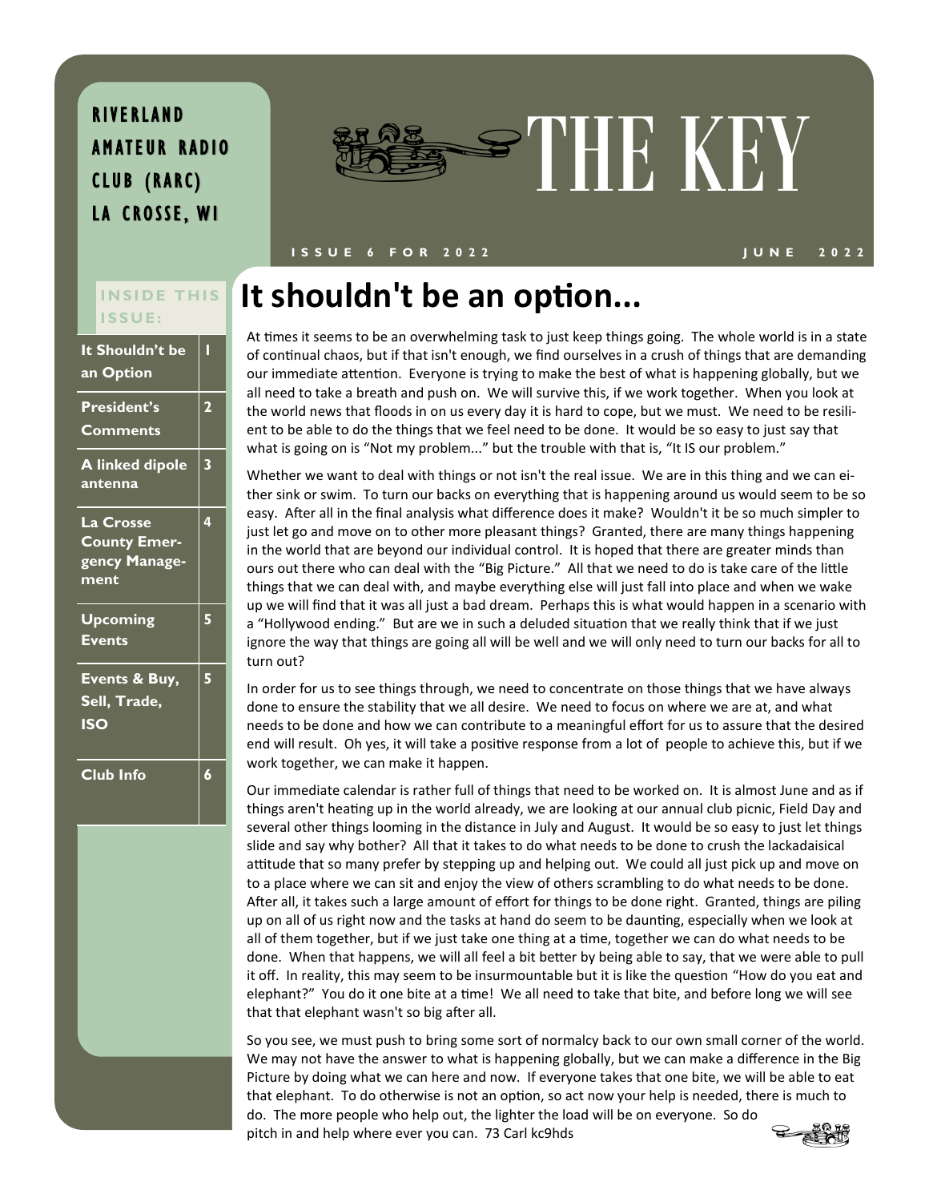RIVERLAND AMATEUR RADIO CLUB (RARC)
LA CROSSE, WI

# THE KEY

ISSUE 6 FOR 2022 — JUNE 2022

**INSIDE THIS ISSUE:**

| | |
|---|---|
| It Shouldn't be an Option | 1 |
| President's Comments | 2 |
| A linked dipole antenna | 3 |
| La Crosse County Emergency Management | 4 |
| Upcoming Events | 5 |
| Events & Buy, Sell, Trade, ISO | 5 |
| Club Info | 6 |

## It shouldn't be an option...

At times it seems to be an overwhelming task to just keep things going. The whole world is in a state of continual chaos, but if that isn't enough, we find ourselves in a crush of things that are demanding our immediate attention. Everyone is trying to make the best of what is happening globally, but we all need to take a breath and push on. We will survive this, if we work together. When you look at the world news that floods in on us every day it is hard to cope, but we must. We need to be resilient to be able to do the things that we feel need to be done. It would be so easy to just say that what is going on is "Not my problem..." but the trouble with that is, "It IS our problem."

Whether we want to deal with things or not isn't the real issue. We are in this thing and we can either sink or swim. To turn our backs on everything that is happening around us would seem to be so easy. After all in the final analysis what difference does it make? Wouldn't it be so much simpler to just let go and move on to other more pleasant things? Granted, there are many things happening in the world that are beyond our individual control. It is hoped that there are greater minds than ours out there who can deal with the "Big Picture." All that we need to do is take care of the little things that we can deal with, and maybe everything else will just fall into place and when we wake up we will find that it was all just a bad dream. Perhaps this is what would happen in a scenario with a "Hollywood ending." But are we in such a deluded situation that we really think that if we just ignore the way that things are going all will be well and we will only need to turn our backs for all to turn out?

In order for us to see things through, we need to concentrate on those things that we have always done to ensure the stability that we all desire. We need to focus on where we are at, and what needs to be done and how we can contribute to a meaningful effort for us to assure that the desired end will result. Oh yes, it will take a positive response from a lot of people to achieve this, but if we work together, we can make it happen.

Our immediate calendar is rather full of things that need to be worked on. It is almost June and as if things aren't heating up in the world already, we are looking at our annual club picnic, Field Day and several other things looming in the distance in July and August. It would be so easy to just let things slide and say why bother? All that it takes to do what needs to be done to crush the lackadaisical attitude that so many prefer by stepping up and helping out. We could all just pick up and move on to a place where we can sit and enjoy the view of others scrambling to do what needs to be done. After all, it takes such a large amount of effort for things to be done right. Granted, things are piling up on all of us right now and the tasks at hand do seem to be daunting, especially when we look at all of them together, but if we just take one thing at a time, together we can do what needs to be done. When that happens, we will all feel a bit better by being able to say, that we were able to pull it off. In reality, this may seem to be insurmountable but it is like the question "How do you eat and elephant?" You do it one bite at a time! We all need to take that bite, and before long we will see that that elephant wasn't so big after all.

So you see, we must push to bring some sort of normalcy back to our own small corner of the world. We may not have the answer to what is happening globally, but we can make a difference in the Big Picture by doing what we can here and now. If everyone takes that one bite, we will be able to eat that elephant. To do otherwise is not an option, so act now your help is needed, there is much to do. The more people who help out, the lighter the load will be on everyone. So do pitch in and help where ever you can. 73 Carl kc9hds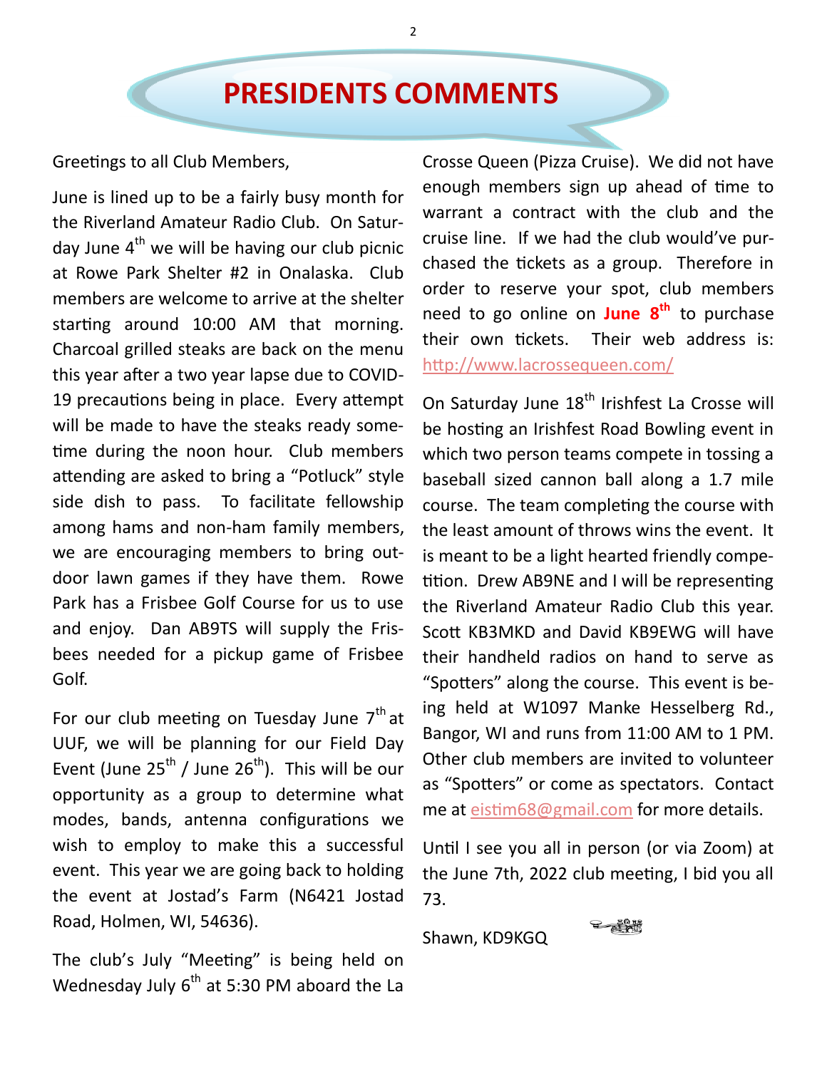# PRESIDENTS COMMENTS

Greetings to all Club Members,

June is lined up to be a fairly busy month for the Riverland Amateur Radio Club. On Saturday June 4th we will be having our club picnic at Rowe Park Shelter #2 in Onalaska. Club members are welcome to arrive at the shelter starting around 10:00 AM that morning. Charcoal grilled steaks are back on the menu this year after a two year lapse due to COVID-19 precautions being in place. Every attempt will be made to have the steaks ready sometime during the noon hour. Club members attending are asked to bring a "Potluck" style side dish to pass. To facilitate fellowship among hams and non-ham family members, we are encouraging members to bring outdoor lawn games if they have them. Rowe Park has a Frisbee Golf Course for us to use and enjoy. Dan AB9TS will supply the Frisbees needed for a pickup game of Frisbee Golf.

For our club meeting on Tuesday June 7th at UUF, we will be planning for our Field Day Event (June 25th / June 26th). This will be our opportunity as a group to determine what modes, bands, antenna configurations we wish to employ to make this a successful event. This year we are going back to holding the event at Jostad's Farm (N6421 Jostad Road, Holmen, WI, 54636).

The club's July "Meeting" is being held on Wednesday July 6th at 5:30 PM aboard the La Crosse Queen (Pizza Cruise). We did not have enough members sign up ahead of time to warrant a contract with the club and the cruise line. If we had the club would've purchased the tickets as a group. Therefore in order to reserve your spot, club members need to go online on **June 8th** to purchase their own tickets. Their web address is: http://www.lacrossequeen.com/

On Saturday June 18th Irishfest La Crosse will be hosting an Irishfest Road Bowling event in which two person teams compete in tossing a baseball sized cannon ball along a 1.7 mile course. The team completing the course with the least amount of throws wins the event. It is meant to be a light hearted friendly competition. Drew AB9NE and I will be representing the Riverland Amateur Radio Club this year. Scott KB3MKD and David KB9EWG will have their handheld radios on hand to serve as "Spotters" along the course. This event is being held at W1097 Manke Hesselberg Rd., Bangor, WI and runs from 11:00 AM to 1 PM. Other club members are invited to volunteer as "Spotters" or come as spectators. Contact me at eistim68@gmail.com for more details.

Until I see you all in person (or via Zoom) at the June 7th, 2022 club meeting, I bid you all 73.

Shawn, KD9KGQ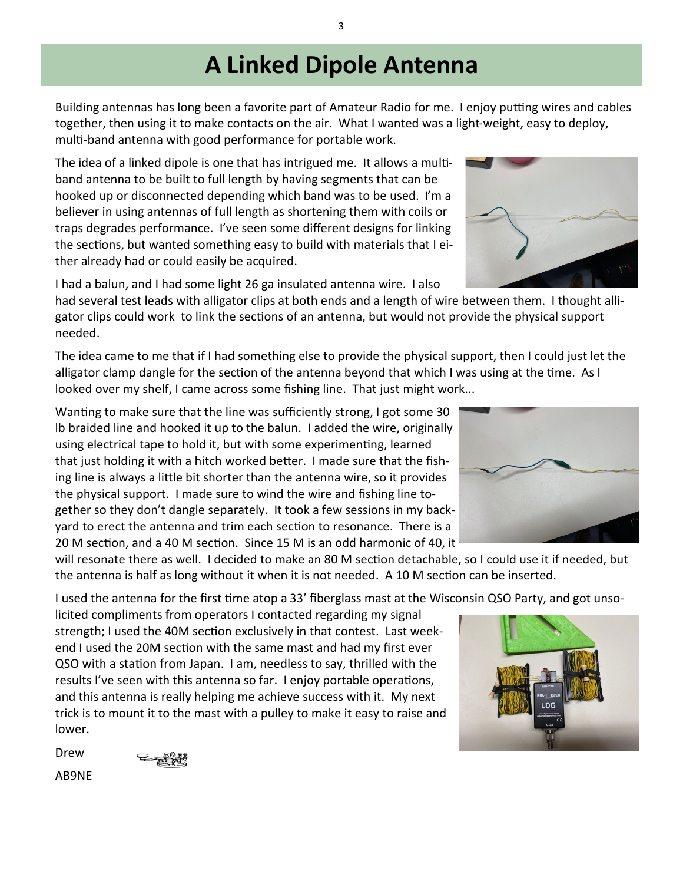# A Linked Dipole Antenna

Building antennas has long been a favorite part of Amateur Radio for me. I enjoy putting wires and cables together, then using it to make contacts on the air. What I wanted was a light-weight, easy to deploy, multi-band antenna with good performance for portable work.

The idea of a linked dipole is one that has intrigued me. It allows a multi-band antenna to be built to full length by having segments that can be hooked up or disconnected depending which band was to be used. I'm a believer in using antennas of full length as shortening them with coils or traps degrades performance. I've seen some different designs for linking the sections, but wanted something easy to build with materials that I either already had or could easily be acquired.

I had a balun, and I had some light 26 ga insulated antenna wire. I also had several test leads with alligator clips at both ends and a length of wire between them. I thought alligator clips could work to link the sections of an antenna, but would not provide the physical support needed.

The idea came to me that if I had something else to provide the physical support, then I could just let the alligator clamp dangle for the section of the antenna beyond that which I was using at the time. As I looked over my shelf, I came across some fishing line. That just might work...

Wanting to make sure that the line was sufficiently strong, I got some 30 lb braided line and hooked it up to the balun. I added the wire, originally using electrical tape to hold it, but with some experimenting, learned that just holding it with a hitch worked better. I made sure that the fishing line is always a little bit shorter than the antenna wire, so it provides the physical support. I made sure to wind the wire and fishing line together so they don't dangle separately. It took a few sessions in my backyard to erect the antenna and trim each section to resonance. There is a 20 M section, and a 40 M section. Since 15 M is an odd harmonic of 40, it will resonate there as well. I decided to make an 80 M section detachable, so I could use it if needed, but the antenna is half as long without it when it is not needed. A 10 M section can be inserted.

I used the antenna for the first time atop a 33' fiberglass mast at the Wisconsin QSO Party, and got unsolicited compliments from operators I contacted regarding my signal strength; I used the 40M section exclusively in that contest. Last weekend I used the 20M section with the same mast and had my first ever QSO with a station from Japan. I am, needless to say, thrilled with the results I've seen with this antenna so far. I enjoy portable operations, and this antenna is really helping me achieve success with it. My next trick is to mount it to the mast with a pulley to make it easy to raise and lower.

Drew

AB9NE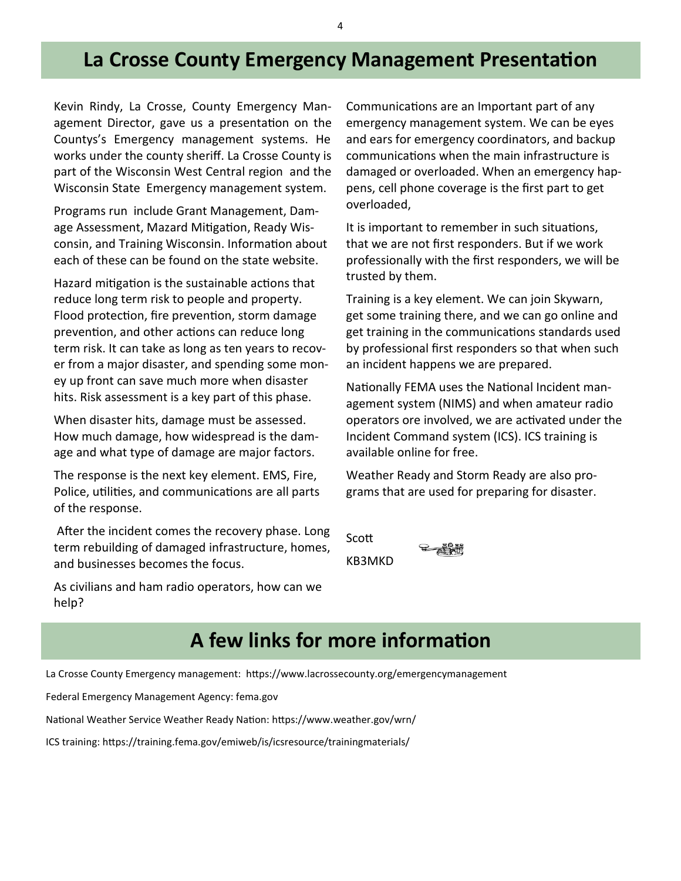## La Crosse County Emergency Management Presentation

Kevin Rindy, La Crosse, County Emergency Management Director, gave us a presentation on the Countys's Emergency management systems. He works under the county sheriff. La Crosse County is part of the Wisconsin West Central region and the Wisconsin State Emergency management system.

Programs run include Grant Management, Damage Assessment, Mazard Mitigation, Ready Wisconsin, and Training Wisconsin. Information about each of these can be found on the state website.

Hazard mitigation is the sustainable actions that reduce long term risk to people and property. Flood protection, fire prevention, storm damage prevention, and other actions can reduce long term risk. It can take as long as ten years to recover from a major disaster, and spending some money up front can save much more when disaster hits. Risk assessment is a key part of this phase.

When disaster hits, damage must be assessed. How much damage, how widespread is the damage and what type of damage are major factors.

The response is the next key element. EMS, Fire, Police, utilities, and communications are all parts of the response.

After the incident comes the recovery phase. Long term rebuilding of damaged infrastructure, homes, and businesses becomes the focus.

As civilians and ham radio operators, how can we help?

Communications are an Important part of any emergency management system. We can be eyes and ears for emergency coordinators, and backup communications when the main infrastructure is damaged or overloaded. When an emergency happens, cell phone coverage is the first part to get overloaded,

It is important to remember in such situations, that we are not first responders. But if we work professionally with the first responders, we will be trusted by them.

Training is a key element. We can join Skywarn, get some training there, and we can go online and get training in the communications standards used by professional first responders so that when such an incident happens we are prepared.

Nationally FEMA uses the National Incident management system (NIMS) and when amateur radio operators ore involved, we are activated under the Incident Command system (ICS). ICS training is available online for free.

Weather Ready and Storm Ready are also programs that are used for preparing for disaster.

Scott

KB3MKD

## A few links for more information

La Crosse County Emergency management: https://www.lacrossecounty.org/emergencymanagement

Federal Emergency Management Agency: fema.gov

National Weather Service Weather Ready Nation: https://www.weather.gov/wrn/

ICS training: https://training.fema.gov/emiweb/is/icsresource/trainingmaterials/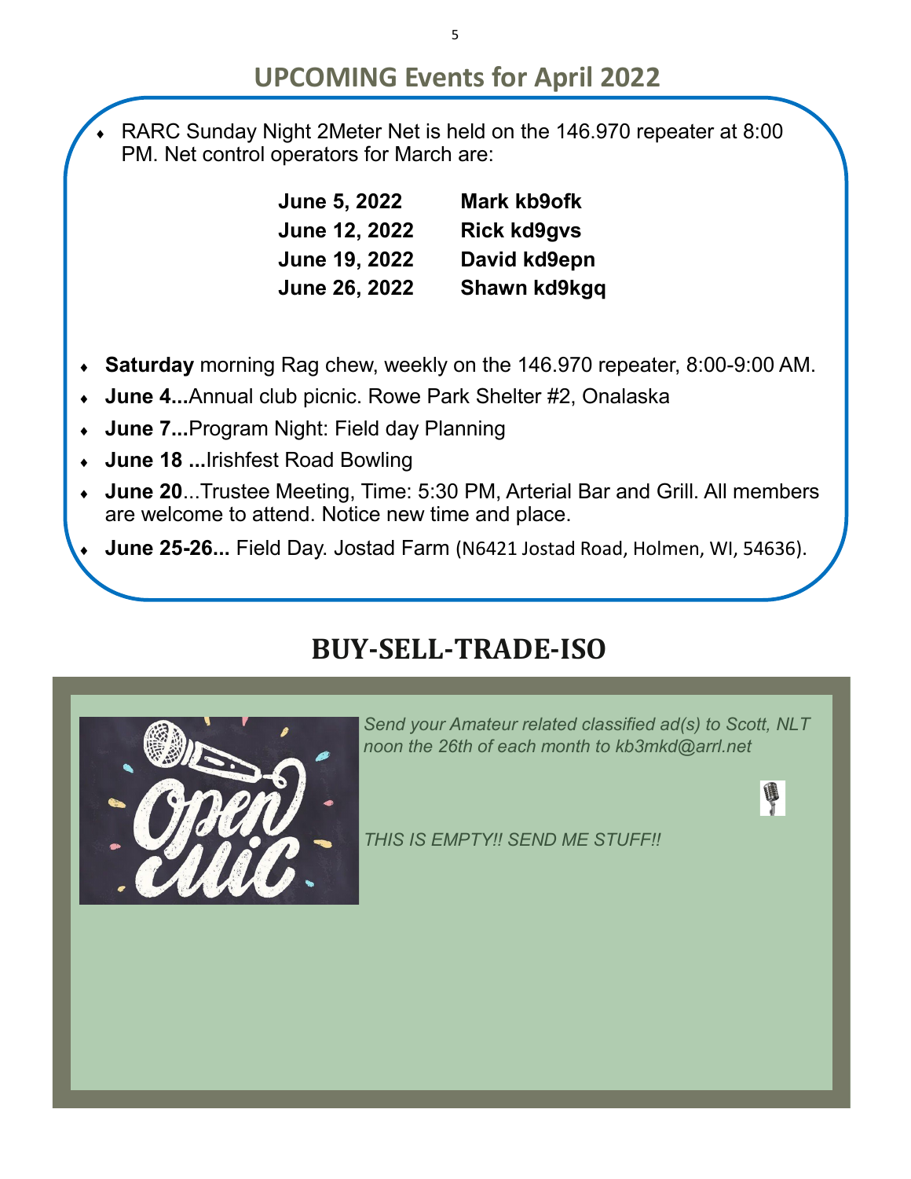## UPCOMING Events for April 2022

- RARC Sunday Night 2Meter Net is held on the 146.970 repeater at 8:00 PM. Net control operators for March are:

| | |
|---|---|
| **June 5, 2022** | **Mark kb9ofk** |
| **June 12, 2022** | **Rick kd9gvs** |
| **June 19, 2022** | **David kd9epn** |
| **June 26, 2022** | **Shawn kd9kgq** |

- **Saturday** morning Rag chew, weekly on the 146.970 repeater, 8:00-9:00 AM.
- **June 4...**Annual club picnic. Rowe Park Shelter #2, Onalaska
- **June 7...**Program Night: Field day Planning
- **June 18 ...**Irishfest Road Bowling
- **June 20**...Trustee Meeting, Time: 5:30 PM, Arterial Bar and Grill. All members are welcome to attend. Notice new time and place.
- **June 25-26...** Field Day. Jostad Farm (N6421 Jostad Road, Holmen, WI, 54636).

## BUY-SELL-TRADE-ISO

*Send your Amateur related classified ad(s) to Scott, NLT noon the 26th of each month to kb3mkd@arrl.net*

*THIS IS EMPTY!! SEND ME STUFF!!*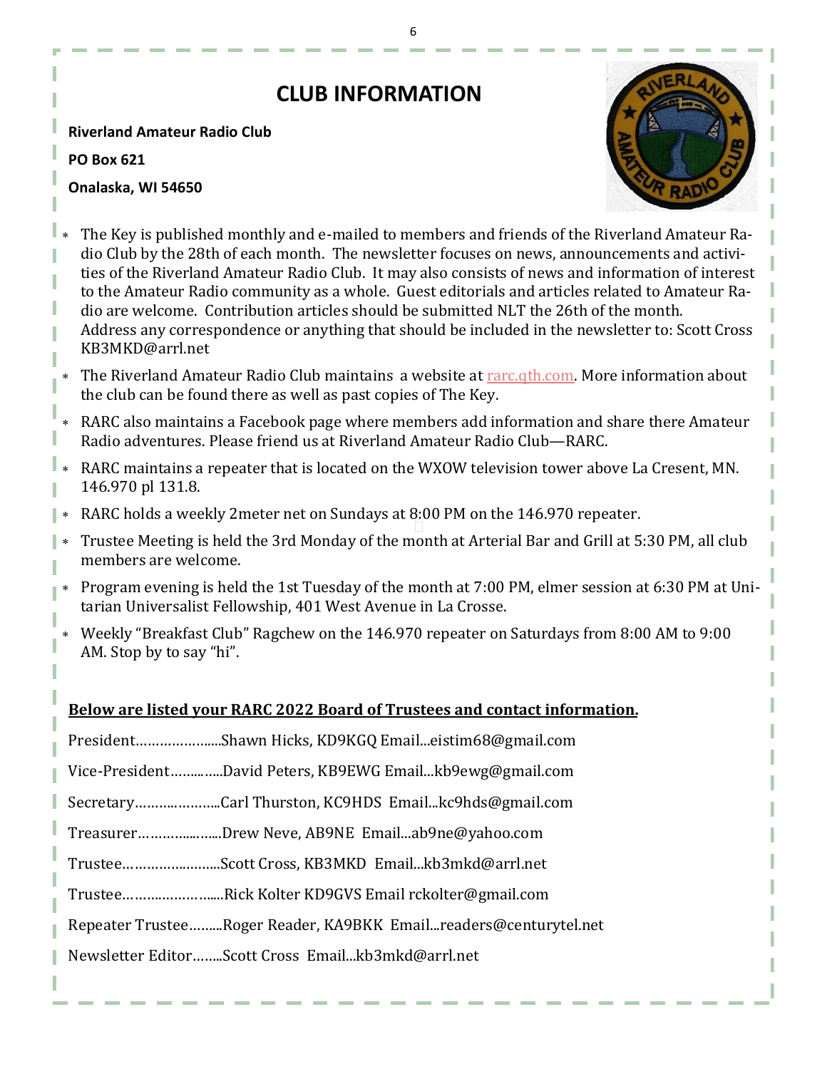# CLUB INFORMATION

**Riverland Amateur Radio Club**

**PO Box 621**

**Onalaska, WI 54650**

- The Key is published monthly and e-mailed to members and friends of the Riverland Amateur Radio Club by the 28th of each month. The newsletter focuses on news, announcements and activities of the Riverland Amateur Radio Club. It may also consists of news and information of interest to the Amateur Radio community as a whole. Guest editorials and articles related to Amateur Radio are welcome. Contribution articles should be submitted NLT the 26th of the month. Address any correspondence or anything that should be included in the newsletter to: Scott Cross KB3MKD@arrl.net
- The Riverland Amateur Radio Club maintains a website at rarc.qth.com. More information about the club can be found there as well as past copies of The Key.
- RARC also maintains a Facebook page where members add information and share there Amateur Radio adventures. Please friend us at Riverland Amateur Radio Club—RARC.
- RARC maintains a repeater that is located on the WXOW television tower above La Cresent, MN. 146.970 pl 131.8.
- RARC holds a weekly 2meter net on Sundays at 8:00 PM on the 146.970 repeater.
- Trustee Meeting is held the 3rd Monday of the month at Arterial Bar and Grill at 5:30 PM, all club members are welcome.
- Program evening is held the 1st Tuesday of the month at 7:00 PM, elmer session at 6:30 PM at Unitarian Universalist Fellowship, 401 West Avenue in La Crosse.
- Weekly "Breakfast Club" Ragchew on the 146.970 repeater on Saturdays from 8:00 AM to 9:00 AM. Stop by to say "hi".

**Below are listed your RARC 2022 Board of Trustees and contact information.**

President…………………Shawn Hicks, KD9KGQ Email...eistim68@gmail.com

Vice-President…………David Peters, KB9EWG Email...kb9ewg@gmail.com

Secretary…………………Carl Thurston, KC9HDS Email...kc9hds@gmail.com

Treasurer…………………Drew Neve, AB9NE Email...ab9ne@yahoo.com

Trustee……………………Scott Cross, KB3MKD Email...kb3mkd@arrl.net

Trustee……………………Rick Kolter KD9GVS Email rckolter@gmail.com

Repeater Trustee………Roger Reader, KA9BKK Email...readers@centurytel.net

Newsletter Editor……..Scott Cross Email...kb3mkd@arrl.net